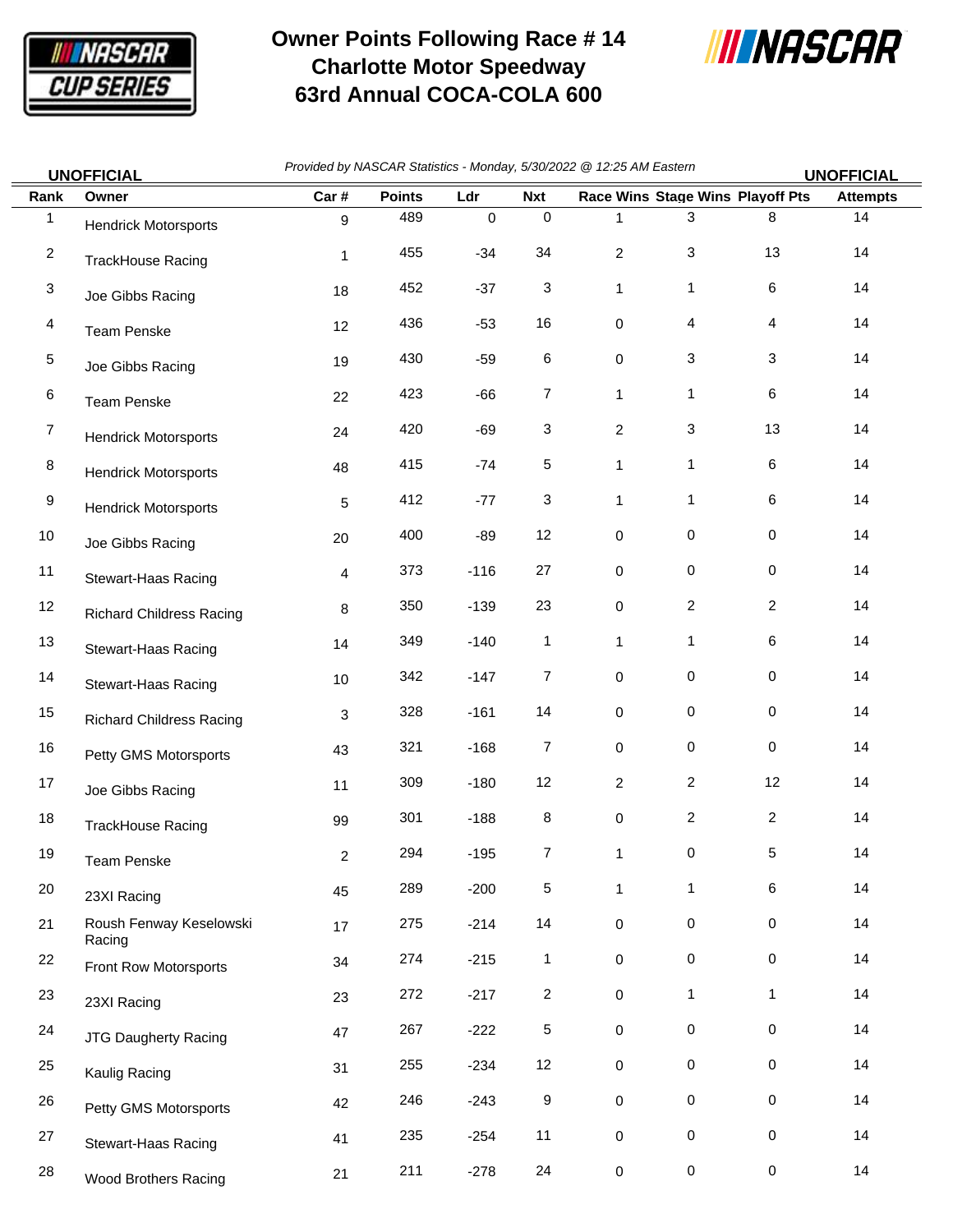# Owner Points Following Race # 14
# Charlotte Motor Speedway
# 63rd Annual COCA-COLA 600

**UNOFFICIAL** *Provided by NASCAR Statistics - Monday, 5/30/2022 @ 12:25 AM Eastern* **UNOFFICIAL**

| Rank | Owner | Car # | Points | Ldr | Nxt | Race Wins | Stage Wins | Playoff Pts | Attempts |
|---|---|---|---|---|---|---|---|---|---|
| 1 | Hendrick Motorsports | 9 | 489 | 0 | 0 | 1 | 3 | 8 | 14 |
| 2 | TrackHouse Racing | 1 | 455 | -34 | 34 | 2 | 3 | 13 | 14 |
| 3 | Joe Gibbs Racing | 18 | 452 | -37 | 3 | 1 | 1 | 6 | 14 |
| 4 | Team Penske | 12 | 436 | -53 | 16 | 0 | 4 | 4 | 14 |
| 5 | Joe Gibbs Racing | 19 | 430 | -59 | 6 | 0 | 3 | 3 | 14 |
| 6 | Team Penske | 22 | 423 | -66 | 7 | 1 | 1 | 6 | 14 |
| 7 | Hendrick Motorsports | 24 | 420 | -69 | 3 | 2 | 3 | 13 | 14 |
| 8 | Hendrick Motorsports | 48 | 415 | -74 | 5 | 1 | 1 | 6 | 14 |
| 9 | Hendrick Motorsports | 5 | 412 | -77 | 3 | 1 | 1 | 6 | 14 |
| 10 | Joe Gibbs Racing | 20 | 400 | -89 | 12 | 0 | 0 | 0 | 14 |
| 11 | Stewart-Haas Racing | 4 | 373 | -116 | 27 | 0 | 0 | 0 | 14 |
| 12 | Richard Childress Racing | 8 | 350 | -139 | 23 | 0 | 2 | 2 | 14 |
| 13 | Stewart-Haas Racing | 14 | 349 | -140 | 1 | 1 | 1 | 6 | 14 |
| 14 | Stewart-Haas Racing | 10 | 342 | -147 | 7 | 0 | 0 | 0 | 14 |
| 15 | Richard Childress Racing | 3 | 328 | -161 | 14 | 0 | 0 | 0 | 14 |
| 16 | Petty GMS Motorsports | 43 | 321 | -168 | 7 | 0 | 0 | 0 | 14 |
| 17 | Joe Gibbs Racing | 11 | 309 | -180 | 12 | 2 | 2 | 12 | 14 |
| 18 | TrackHouse Racing | 99 | 301 | -188 | 8 | 0 | 2 | 2 | 14 |
| 19 | Team Penske | 2 | 294 | -195 | 7 | 1 | 0 | 5 | 14 |
| 20 | 23XI Racing | 45 | 289 | -200 | 5 | 1 | 1 | 6 | 14 |
| 21 | Roush Fenway Keselowski Racing | 17 | 275 | -214 | 14 | 0 | 0 | 0 | 14 |
| 22 | Front Row Motorsports | 34 | 274 | -215 | 1 | 0 | 0 | 0 | 14 |
| 23 | 23XI Racing | 23 | 272 | -217 | 2 | 0 | 1 | 1 | 14 |
| 24 | JTG Daugherty Racing | 47 | 267 | -222 | 5 | 0 | 0 | 0 | 14 |
| 25 | Kaulig Racing | 31 | 255 | -234 | 12 | 0 | 0 | 0 | 14 |
| 26 | Petty GMS Motorsports | 42 | 246 | -243 | 9 | 0 | 0 | 0 | 14 |
| 27 | Stewart-Haas Racing | 41 | 235 | -254 | 11 | 0 | 0 | 0 | 14 |
| 28 | Wood Brothers Racing | 21 | 211 | -278 | 24 | 0 | 0 | 0 | 14 |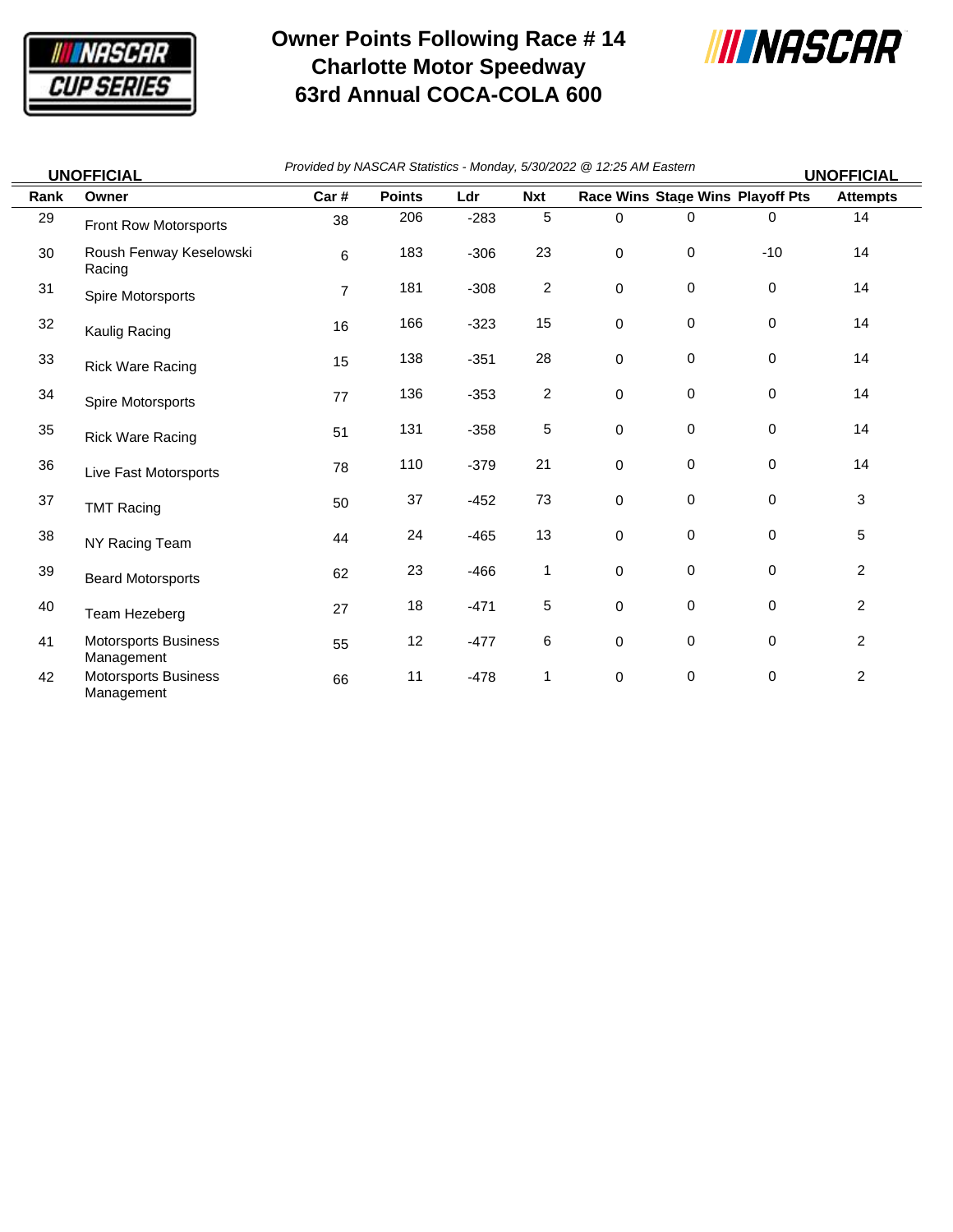# Owner Points Following Race # 14
# Charlotte Motor Speedway
# 63rd Annual COCA-COLA 600

**UNOFFICIAL** *Provided by NASCAR Statistics - Monday, 5/30/2022 @ 12:25 AM Eastern* **UNOFFICIAL**

| Rank | Owner | Car # | Points | Ldr | Nxt | Race Wins | Stage Wins | Playoff Pts | Attempts |
|---|---|---|---|---|---|---|---|---|---|
| 29 | Front Row Motorsports | 38 | 206 | -283 | 5 | 0 | 0 | 0 | 14 |
| 30 | Roush Fenway Keselowski Racing | 6 | 183 | -306 | 23 | 0 | 0 | -10 | 14 |
| 31 | Spire Motorsports | 7 | 181 | -308 | 2 | 0 | 0 | 0 | 14 |
| 32 | Kaulig Racing | 16 | 166 | -323 | 15 | 0 | 0 | 0 | 14 |
| 33 | Rick Ware Racing | 15 | 138 | -351 | 28 | 0 | 0 | 0 | 14 |
| 34 | Spire Motorsports | 77 | 136 | -353 | 2 | 0 | 0 | 0 | 14 |
| 35 | Rick Ware Racing | 51 | 131 | -358 | 5 | 0 | 0 | 0 | 14 |
| 36 | Live Fast Motorsports | 78 | 110 | -379 | 21 | 0 | 0 | 0 | 14 |
| 37 | TMT Racing | 50 | 37 | -452 | 73 | 0 | 0 | 0 | 3 |
| 38 | NY Racing Team | 44 | 24 | -465 | 13 | 0 | 0 | 0 | 5 |
| 39 | Beard Motorsports | 62 | 23 | -466 | 1 | 0 | 0 | 0 | 2 |
| 40 | Team Hezeberg | 27 | 18 | -471 | 5 | 0 | 0 | 0 | 2 |
| 41 | Motorsports Business Management | 55 | 12 | -477 | 6 | 0 | 0 | 0 | 2 |
| 42 | Motorsports Business Management | 66 | 11 | -478 | 1 | 0 | 0 | 0 | 2 |